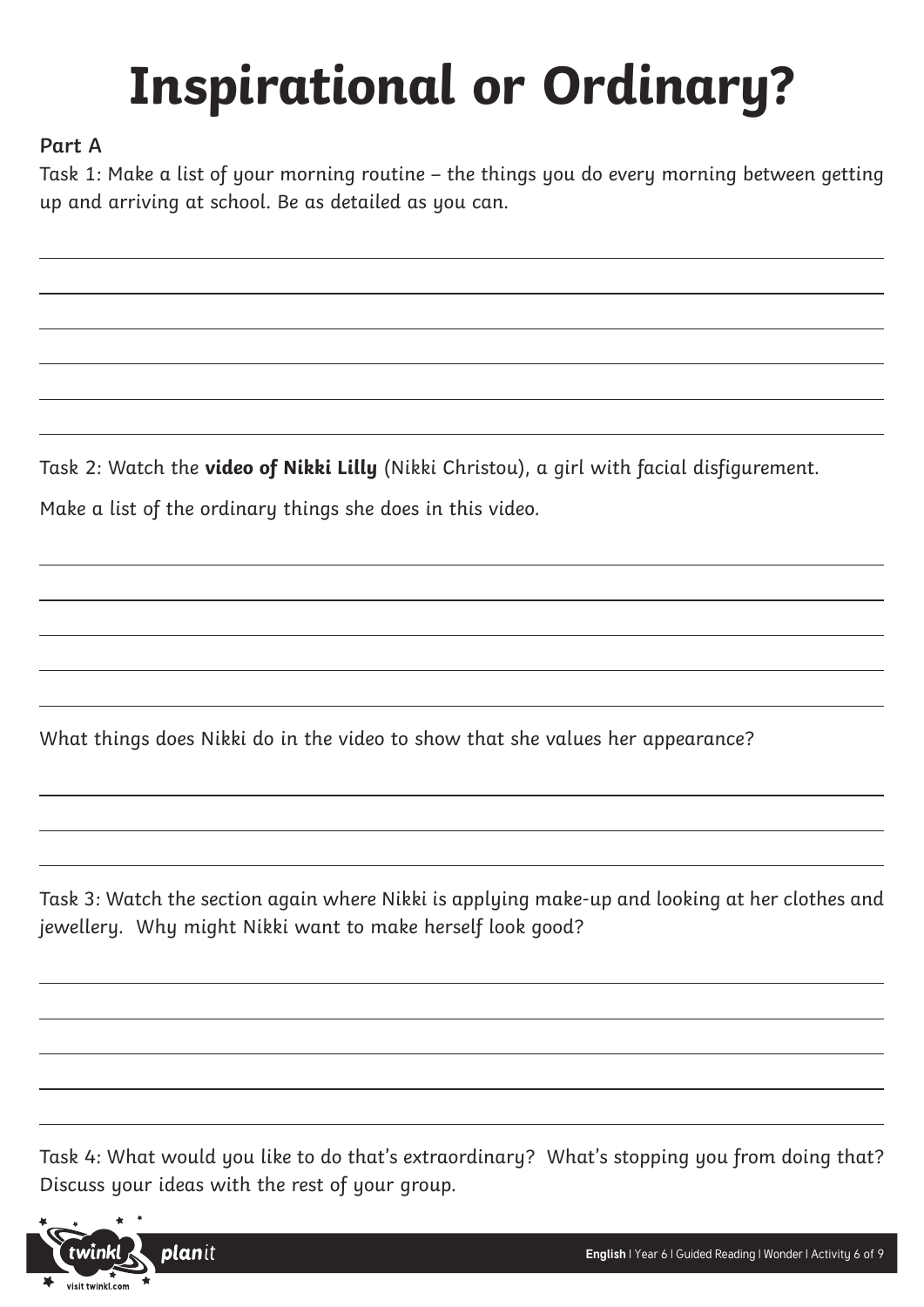# Inspirational or Ordinary?

**Part A**

Task 1: Make a list of your morning routine – the things you do every morning between getting up and arriving at school. Be as detailed as you can.

Task 2: Watch the **video of Nikki Lilly** (Nikki Christou), a girl with facial disfigurement.

Make a list of the ordinary things she does in this video.

What things does Nikki do in the video to show that she values her appearance?

Task 3: Watch the section again where Nikki is applying make-up and looking at her clothes and jewellery. Why might Nikki want to make herself look good?

Task 4: What would you like to do that's extraordinary? What's stopping you from doing that? Discuss your ideas with the rest of your group.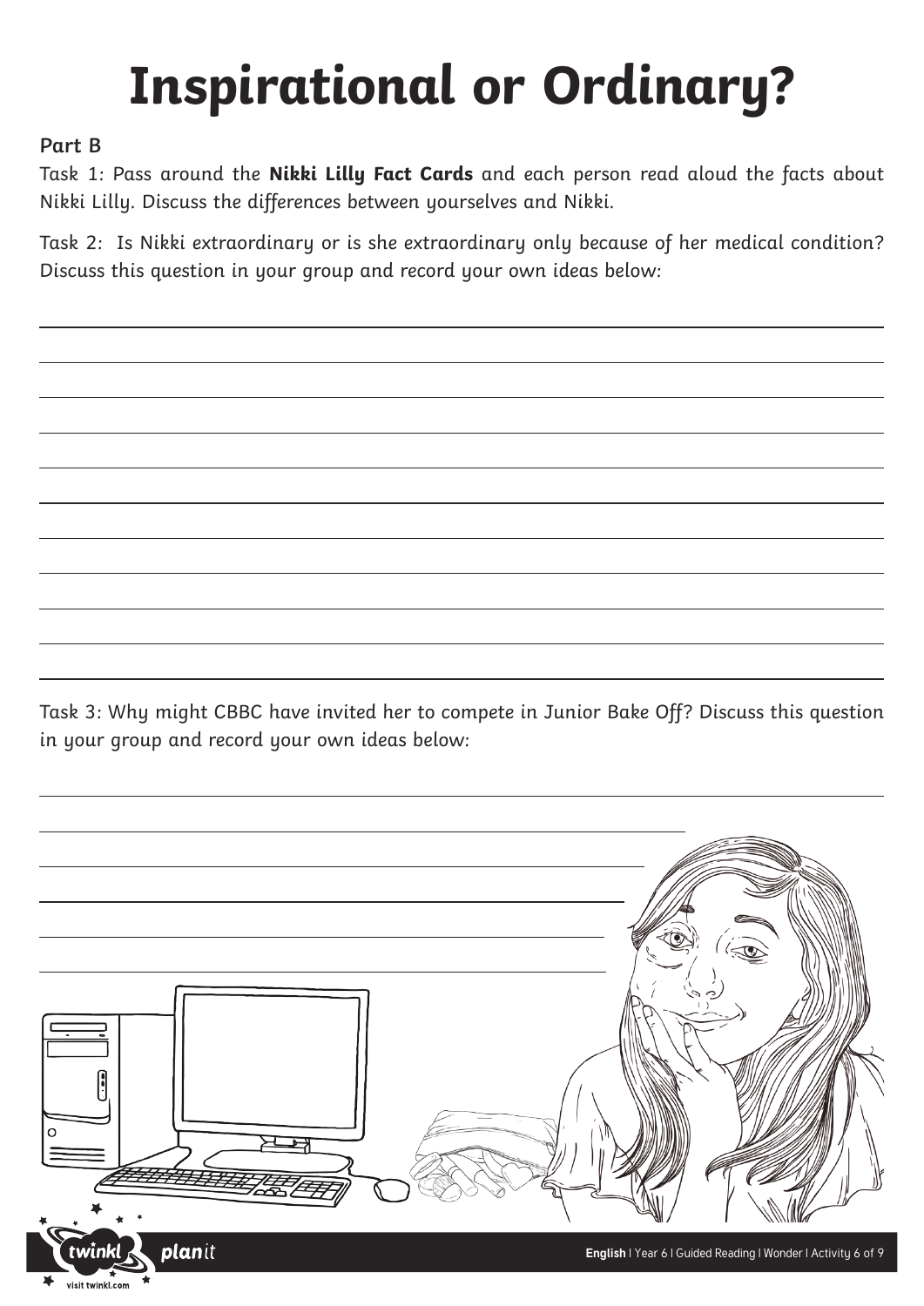# Inspirational or Ordinary?

**Part B**

Task 1: Pass around the **Nikki Lilly Fact Cards** and each person read aloud the facts about Nikki Lilly. Discuss the differences between yourselves and Nikki.

Task 2: Is Nikki extraordinary or is she extraordinary only because of her medical condition? Discuss this question in your group and record your own ideas below:

Task 3: Why might CBBC have invited her to compete in Junior Bake Off? Discuss this question in your group and record your own ideas below: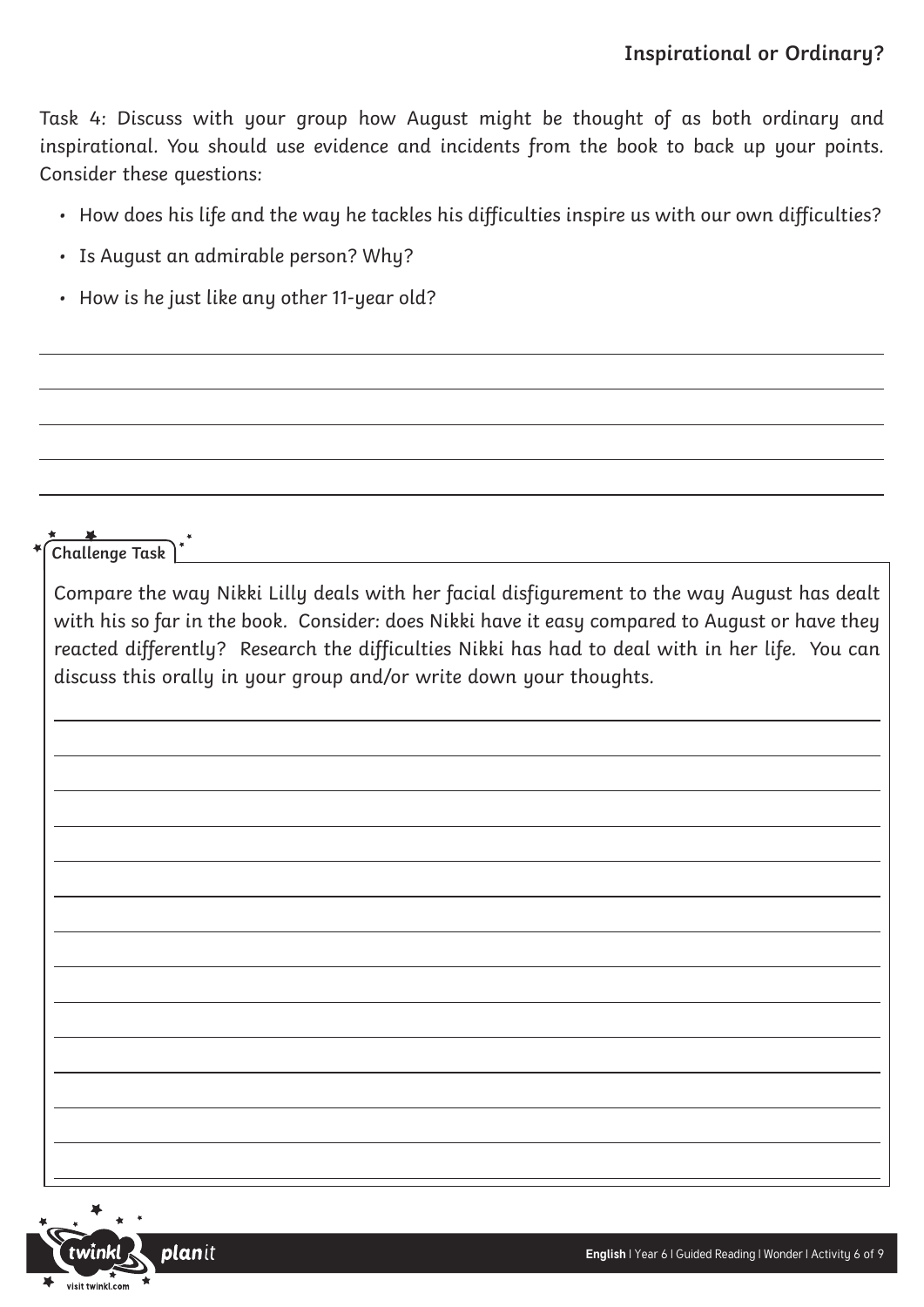## Inspirational or Ordinary?

Task 4: Discuss with your group how August might be thought of as both ordinary and inspirational. You should use evidence and incidents from the book to back up your points. Consider these questions:

- How does his life and the way he tackles his difficulties inspire us with our own difficulties?
- Is August an admirable person? Why?
- How is he just like any other 11-year old?

### Challenge Task

Compare the way Nikki Lilly deals with her facial disfigurement to the way August has dealt with his so far in the book. Consider: does Nikki have it easy compared to August or have they reacted differently? Research the difficulties Nikki has had to deal with in her life. You can discuss this orally in your group and/or write down your thoughts.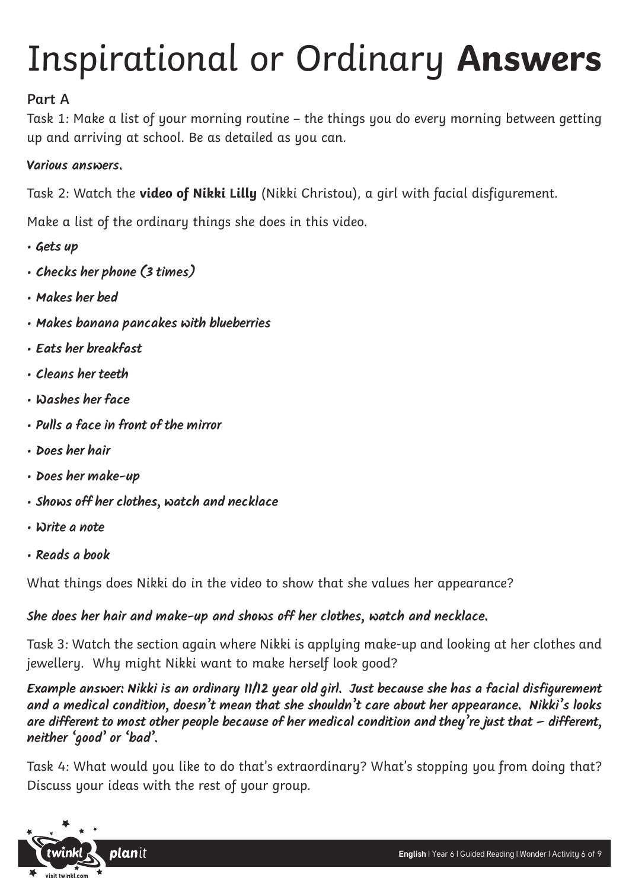# Inspirational or Ordinary **Answers**

**Part A**

Task 1: Make a list of your morning routine – the things you do every morning between getting up and arriving at school. Be as detailed as you can.

***Various answers.***

Task 2: Watch the **video of Nikki Lilly** (Nikki Christou), a girl with facial disfigurement.

Make a list of the ordinary things she does in this video.

- ***Gets up***
- ***Checks her phone (3 times)***
- ***Makes her bed***
- ***Makes banana pancakes with blueberries***
- ***Eats her breakfast***
- ***Cleans her teeth***
- ***Washes her face***
- ***Pulls a face in front of the mirror***
- ***Does her hair***
- ***Does her make-up***
- ***Shows off her clothes, watch and necklace***
- ***Write a note***
- ***Reads a book***

What things does Nikki do in the video to show that she values her appearance?

***She does her hair and make-up and shows off her clothes, watch and necklace.***

Task 3: Watch the section again where Nikki is applying make-up and looking at her clothes and jewellery. Why might Nikki want to make herself look good?

***Example answer: Nikki is an ordinary 11/12 year old girl. Just because she has a facial disfigurement and a medical condition, doesn't mean that she shouldn't care about her appearance. Nikki's looks are different to most other people because of her medical condition and they're just that – different, neither 'good' or 'bad'.***

Task 4: What would you like to do that's extraordinary? What's stopping you from doing that? Discuss your ideas with the rest of your group.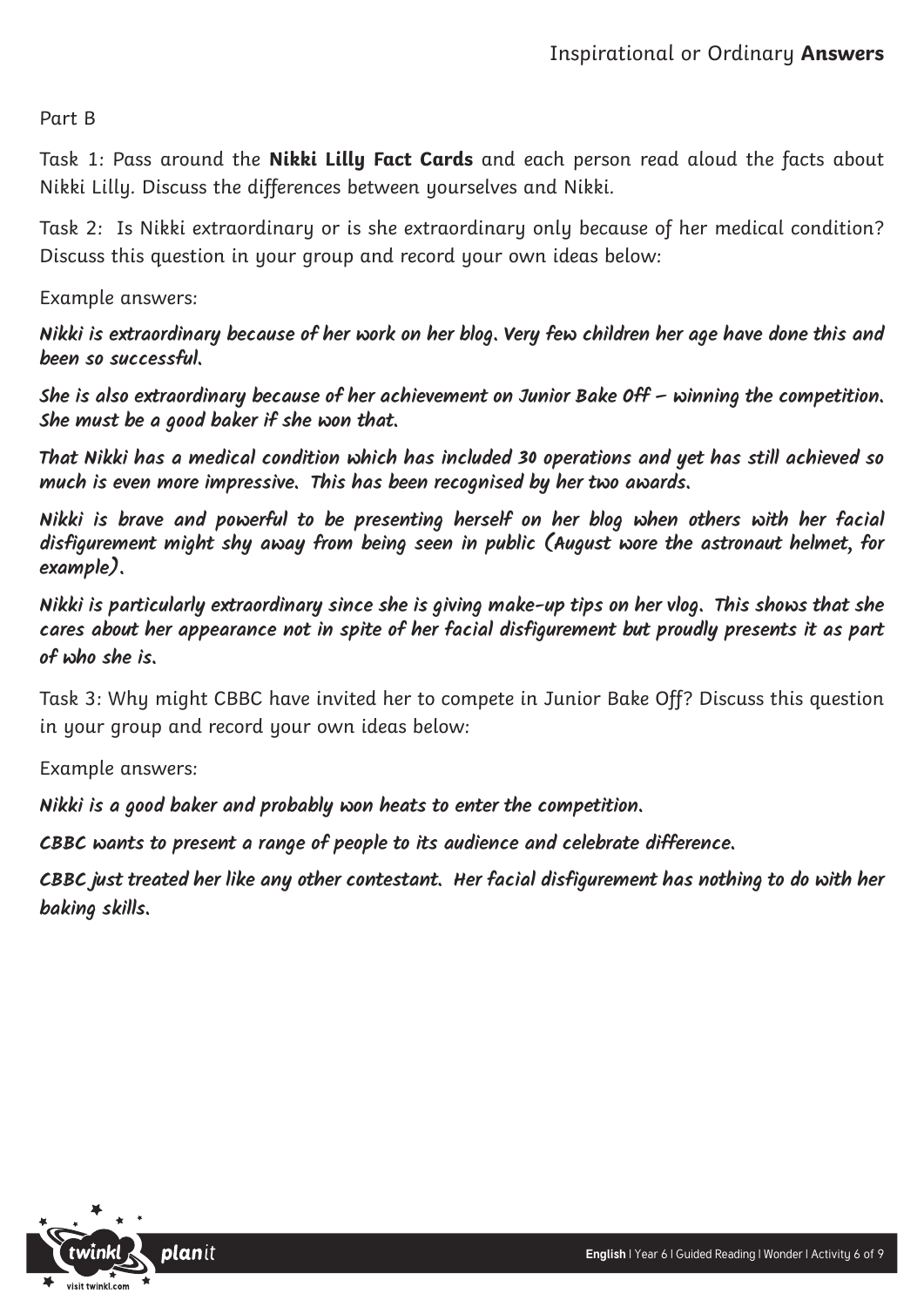Part B

Task 1: Pass around the **Nikki Lilly Fact Cards** and each person read aloud the facts about Nikki Lilly. Discuss the differences between yourselves and Nikki.

Task 2: Is Nikki extraordinary or is she extraordinary only because of her medical condition? Discuss this question in your group and record your own ideas below:

Example answers:

**Nikki is extraordinary because of her work on her blog. Very few children her age have done this and been so successful.**

**She is also extraordinary because of her achievement on Junior Bake Off – winning the competition. She must be a good baker if she won that.**

**That Nikki has a medical condition which has included 30 operations and yet has still achieved so much is even more impressive. This has been recognised by her two awards.**

**Nikki is brave and powerful to be presenting herself on her blog when others with her facial disfigurement might shy away from being seen in public (August wore the astronaut helmet, for example).**

**Nikki is particularly extraordinary since she is giving make-up tips on her vlog. This shows that she cares about her appearance not in spite of her facial disfigurement but proudly presents it as part of who she is.**

Task 3: Why might CBBC have invited her to compete in Junior Bake Off? Discuss this question in your group and record your own ideas below:

Example answers:

**Nikki is a good baker and probably won heats to enter the competition.**

**CBBC wants to present a range of people to its audience and celebrate difference.**

**CBBC just treated her like any other contestant. Her facial disfigurement has nothing to do with her baking skills.**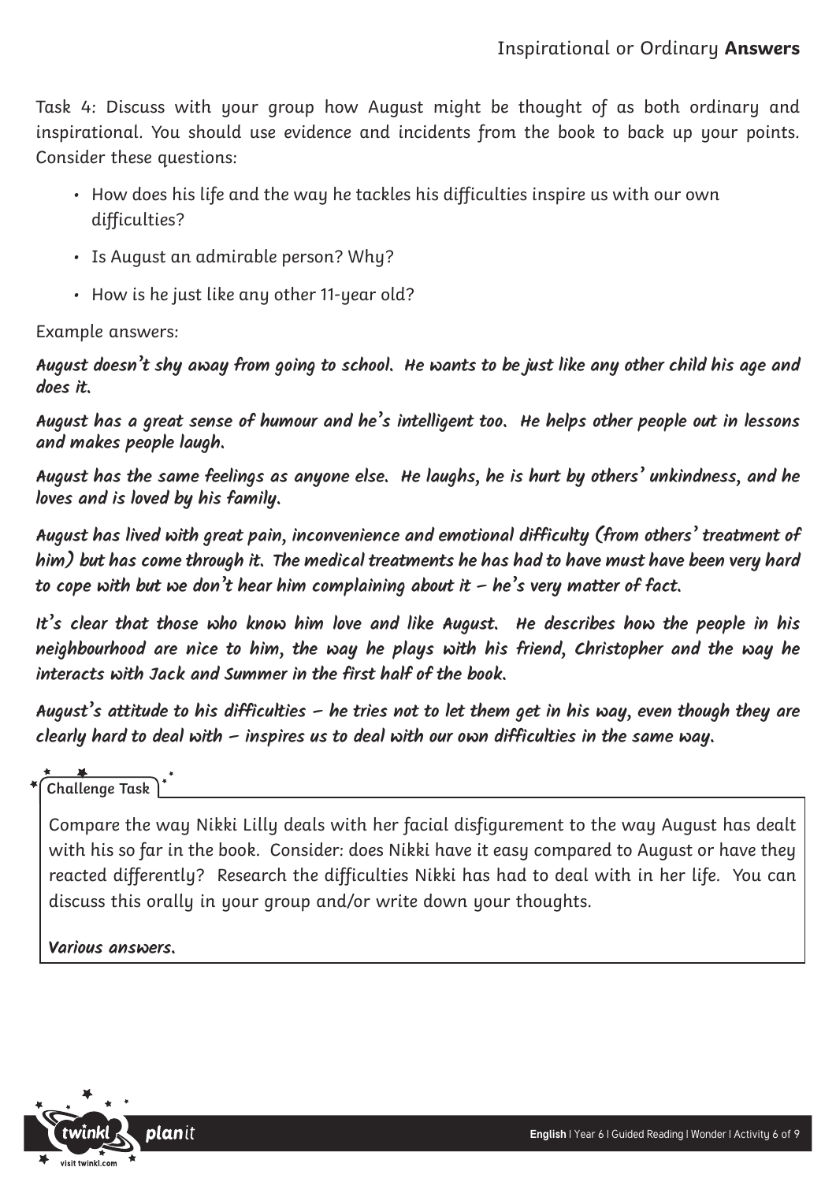## Inspirational or Ordinary **Answers**

Task 4: Discuss with your group how August might be thought of as both ordinary and inspirational. You should use evidence and incidents from the book to back up your points. Consider these questions:

- How does his life and the way he tackles his difficulties inspire us with our own difficulties?
- Is August an admirable person? Why?
- How is he just like any other 11-year old?

Example answers:

**August doesn't shy away from going to school. He wants to be just like any other child his age and does it.**

**August has a great sense of humour and he's intelligent too. He helps other people out in lessons and makes people laugh.**

**August has the same feelings as anyone else. He laughs, he is hurt by others' unkindness, and he loves and is loved by his family.**

**August has lived with great pain, inconvenience and emotional difficulty (from others' treatment of him) but has come through it. The medical treatments he has had to have must have been very hard to cope with but we don't hear him complaining about it – he's very matter of fact.**

**It's clear that those who know him love and like August. He describes how the people in his neighbourhood are nice to him, the way he plays with his friend, Christopher and the way he interacts with Jack and Summer in the first half of the book.**

**August's attitude to his difficulties – he tries not to let them get in his way, even though they are clearly hard to deal with – inspires us to deal with our own difficulties in the same way.**

### Challenge Task

Compare the way Nikki Lilly deals with her facial disfigurement to the way August has dealt with his so far in the book. Consider: does Nikki have it easy compared to August or have they reacted differently? Research the difficulties Nikki has had to deal with in her life. You can discuss this orally in your group and/or write down your thoughts.

**Various answers.**